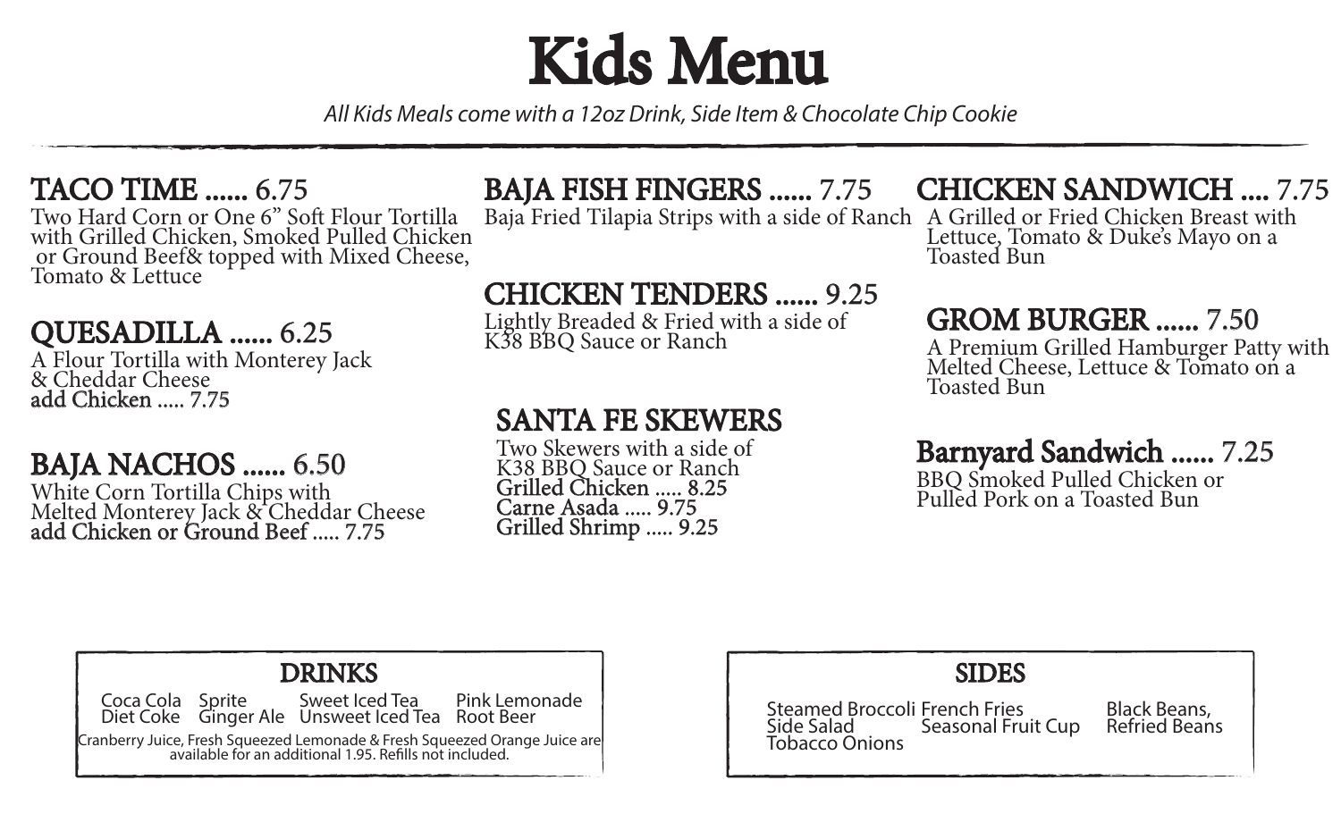# Kids Menu

*All Kids Meals come with a 12oz Drink, Side Item & Chocolate Chip Cookie*

## TACO TIME ...... 6.75

Two Hard Corn or One 6" Soft Flour Tortilla with Grilled Chicken, Smoked Pulled Chicken or Ground Beef& topped with Mixed Cheese, Tomato & Lettuce

## QUESADILLA ...... 6.25

A Flour Tortilla with Monterey Jack & Cheddar Cheese
**add Chicken ..... 7.75**

## BAJA NACHOS ...... 6.50

White Corn Tortilla Chips with Melted Monterey Jack & Cheddar Cheese
**add Chicken or Ground Beef ..... 7.75**

## BAJA FISH FINGERS ...... 7.75

Baja Fried Tilapia Strips with a side of Ranch

## CHICKEN TENDERS ...... 9.25

Lightly Breaded & Fried with a side of K38 BBQ Sauce or Ranch

## SANTA FE SKEWERS

Two Skewers with a side of K38 BBQ Sauce or Ranch
**Grilled Chicken ..... 8.25**
**Carne Asada ..... 9.75**
**Grilled Shrimp ..... 9.25**

## CHICKEN SANDWICH .... 7.75

A Grilled or Fried Chicken Breast with Lettuce, Tomato & Duke's Mayo on a Toasted Bun

## GROM BURGER ...... 7.50

A Premium Grilled Hamburger Patty with Melted Cheese, Lettuce & Tomato on a Toasted Bun

## Barnyard Sandwich ...... 7.25

BBQ Smoked Pulled Chicken or Pulled Pork on a Toasted Bun

## DRINKS

Coca Cola, Diet Coke, Sprite, Ginger Ale, Sweet Iced Tea, Unsweet Iced Tea, Pink Lemonade, Root Beer

Cranberry Juice, Fresh Squeezed Lemonade & Fresh Squeezed Orange Juice are available for an additional 1.95. Refills not included.

## SIDES

Steamed Broccoli, Side Salad, Tobacco Onions, French Fries, Seasonal Fruit Cup, Black Beans, Refried Beans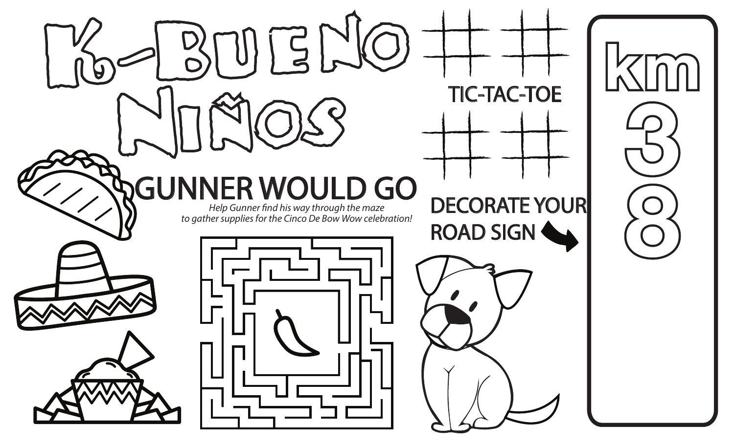# K-BUENO NIÑOS

TIC-TAC-TOE

## GUNNER WOULD GO

*Help Gunner find his way through the maze to gather supplies for the Cinco De Bow Wow celebration!*

DECORATE YOUR ROAD SIGN

km
3
8